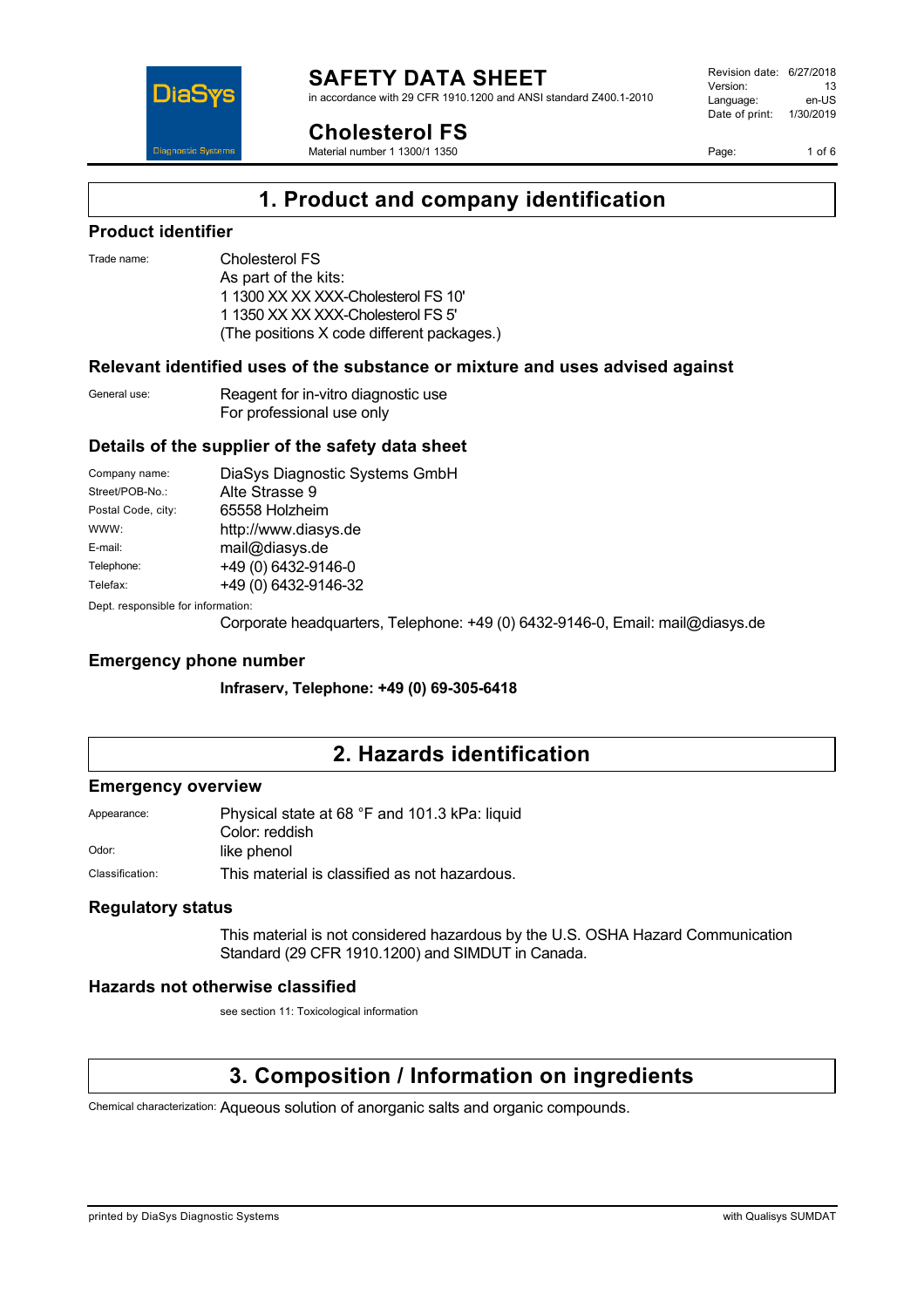# SAFETY DATA SHEET

in accordance with 29 CFR 1910.1200 and ANSI standard Z400.1-2010

## Cholesterol FS

Material number 1 1300/1 1350

Revision date: 6/27/2018
Version: 13
Language: en-US
Date of print: 1/30/2019

## 1. Product and company identification

### Product identifier

Trade name: Cholesterol FS
As part of the kits:
1 1300 XX XX XXX-Cholesterol FS 10'
1 1350 XX XX XXX-Cholesterol FS 5'
(The positions X code different packages.)

### Relevant identified uses of the substance or mixture and uses advised against

General use: Reagent for in-vitro diagnostic use
For professional use only

### Details of the supplier of the safety data sheet

| | |
|---|---|
| Company name: | DiaSys Diagnostic Systems GmbH |
| Street/POB-No.: | Alte Strasse 9 |
| Postal Code, city: | 65558 Holzheim |
| WWW: | http://www.diasys.de |
| E-mail: | mail@diasys.de |
| Telephone: | +49 (0) 6432-9146-0 |
| Telefax: | +49 (0) 6432-9146-32 |

Dept. responsible for information:
Corporate headquarters, Telephone: +49 (0) 6432-9146-0, Email: mail@diasys.de

### Emergency phone number

**Infraserv, Telephone: +49 (0) 69-305-6418**

## 2. Hazards identification

### Emergency overview

Appearance: Physical state at 68 °F and 101.3 kPa: liquid
Color: reddish

Odor: like phenol

Classification: This material is classified as not hazardous.

### Regulatory status

This material is not considered hazardous by the U.S. OSHA Hazard Communication Standard (29 CFR 1910.1200) and SIMDUT in Canada.

### Hazards not otherwise classified

see section 11: Toxicological information

## 3. Composition / Information on ingredients

Chemical characterization: Aqueous solution of anorganic salts and organic compounds.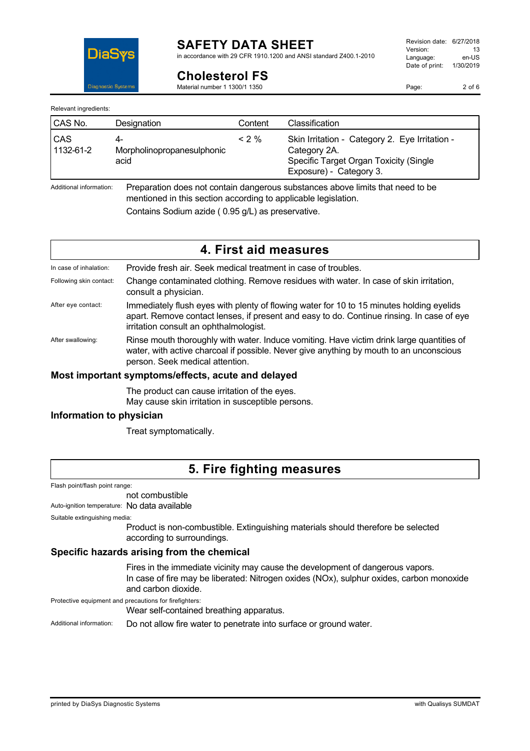Relevant ingredients:

| CAS No. | Designation | Content | Classification |
|---|---|---|---|
| CAS 1132-61-2 | 4-Morpholinopropanesulphonic acid | < 2 % | Skin Irritation - Category 2. Eye Irritation - Category 2A. Specific Target Organ Toxicity (Single Exposure) - Category 3. |

Additional information: Preparation does not contain dangerous substances above limits that need to be mentioned in this section according to applicable legislation.

Contains Sodium azide ( 0.95 g/L) as preservative.

## 4. First aid measures

In case of inhalation: Provide fresh air. Seek medical treatment in case of troubles.

Following skin contact: Change contaminated clothing. Remove residues with water. In case of skin irritation, consult a physician.

After eye contact: Immediately flush eyes with plenty of flowing water for 10 to 15 minutes holding eyelids apart. Remove contact lenses, if present and easy to do. Continue rinsing. In case of eye irritation consult an ophthalmologist.

After swallowing: Rinse mouth thoroughly with water. Induce vomiting. Have victim drink large quantities of water, with active charcoal if possible. Never give anything by mouth to an unconscious person. Seek medical attention.

### Most important symptoms/effects, acute and delayed

The product can cause irritation of the eyes.
May cause skin irritation in susceptible persons.

### Information to physician

Treat symptomatically.

## 5. Fire fighting measures

Flash point/flash point range:
not combustible

Auto-ignition temperature: No data available

Suitable extinguishing media:
Product is non-combustible. Extinguishing materials should therefore be selected according to surroundings.

### Specific hazards arising from the chemical

Fires in the immediate vicinity may cause the development of dangerous vapors.
In case of fire may be liberated: Nitrogen oxides (NOx), sulphur oxides, carbon monoxide and carbon dioxide.

Protective equipment and precautions for firefighters:
Wear self-contained breathing apparatus.

Additional information: Do not allow fire water to penetrate into surface or ground water.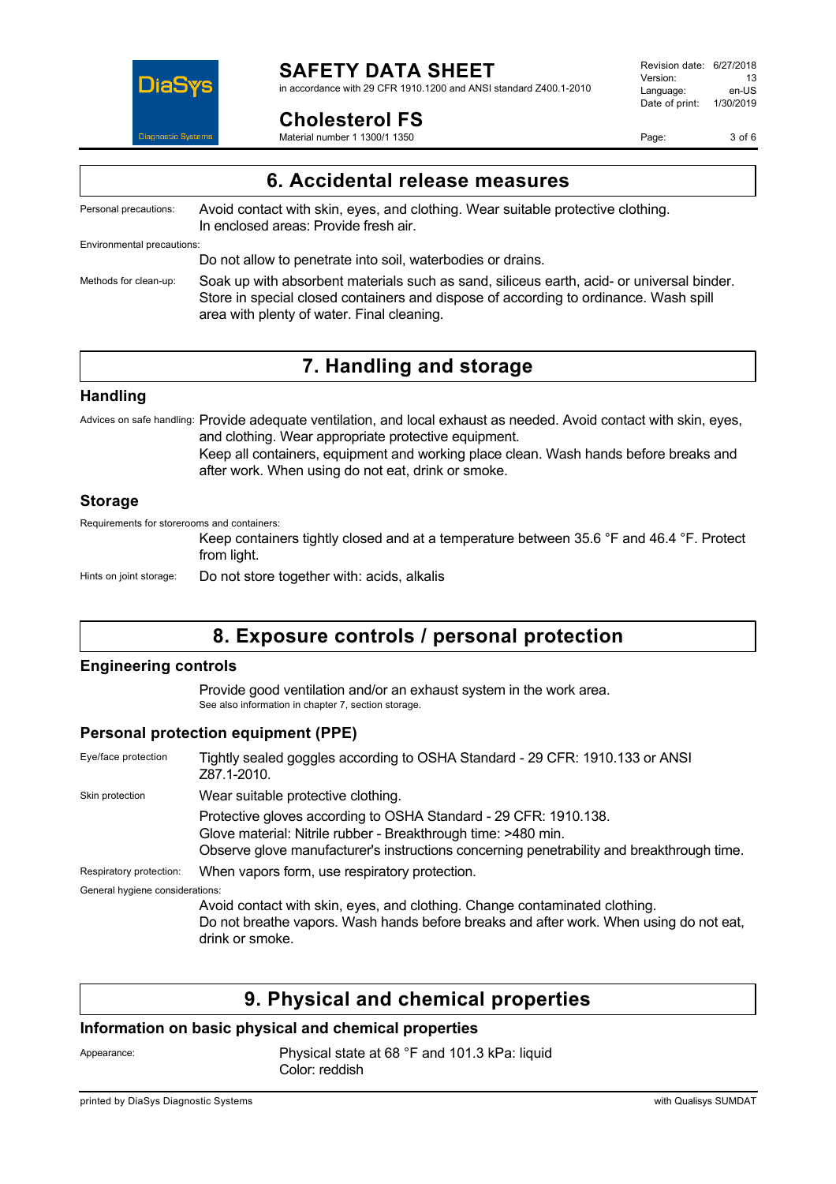## 6. Accidental release measures

Personal precautions: Avoid contact with skin, eyes, and clothing. Wear suitable protective clothing. In enclosed areas: Provide fresh air.

Environmental precautions:
Do not allow to penetrate into soil, waterbodies or drains.

Methods for clean-up: Soak up with absorbent materials such as sand, siliceus earth, acid- or universal binder. Store in special closed containers and dispose of according to ordinance. Wash spill area with plenty of water. Final cleaning.

## 7. Handling and storage

### Handling

Advices on safe handling: Provide adequate ventilation, and local exhaust as needed. Avoid contact with skin, eyes, and clothing. Wear appropriate protective equipment.
Keep all containers, equipment and working place clean. Wash hands before breaks and after work. When using do not eat, drink or smoke.

### Storage

Requirements for storerooms and containers:
Keep containers tightly closed and at a temperature between 35.6 °F and 46.4 °F. Protect from light.

Hints on joint storage: Do not store together with: acids, alkalis

## 8. Exposure controls / personal protection

### Engineering controls

Provide good ventilation and/or an exhaust system in the work area.
See also information in chapter 7, section storage.

### Personal protection equipment (PPE)

Eye/face protection: Tightly sealed goggles according to OSHA Standard - 29 CFR: 1910.133 or ANSI Z87.1-2010.

Skin protection: Wear suitable protective clothing.
Protective gloves according to OSHA Standard - 29 CFR: 1910.138.
Glove material: Nitrile rubber - Breakthrough time: >480 min.
Observe glove manufacturer's instructions concerning penetrability and breakthrough time.

Respiratory protection: When vapors form, use respiratory protection.

General hygiene considerations:
Avoid contact with skin, eyes, and clothing. Change contaminated clothing.
Do not breathe vapors. Wash hands before breaks and after work. When using do not eat, drink or smoke.

## 9. Physical and chemical properties

### Information on basic physical and chemical properties

Appearance: Physical state at 68 °F and 101.3 kPa: liquid
Color: reddish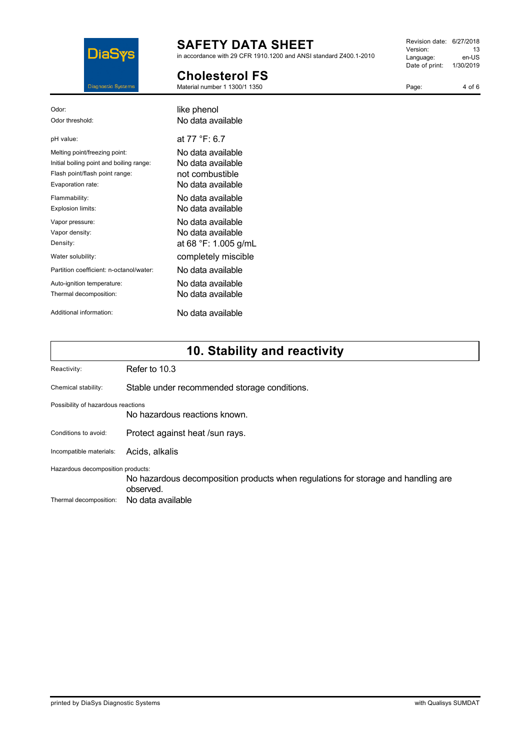| | |
|---|---|
| Odor: | like phenol |
| Odor threshold: | No data available |
| pH value: | at 77 °F: 6.7 |
| Melting point/freezing point: | No data available |
| Initial boiling point and boiling range: | No data available |
| Flash point/flash point range: | not combustible |
| Evaporation rate: | No data available |
| Flammability: | No data available |
| Explosion limits: | No data available |
| Vapor pressure: | No data available |
| Vapor density: | No data available |
| Density: | at 68 °F: 1.005 g/mL |
| Water solubility: | completely miscible |
| Partition coefficient: n-octanol/water: | No data available |
| Auto-ignition temperature: | No data available |
| Thermal decomposition: | No data available |
| Additional information: | No data available |

## 10. Stability and reactivity

Reactivity: Refer to 10.3

Chemical stability: Stable under recommended storage conditions.

Possibility of hazardous reactions
No hazardous reactions known.

Conditions to avoid: Protect against heat /sun rays.

Incompatible materials: Acids, alkalis

Hazardous decomposition products:
No hazardous decomposition products when regulations for storage and handling are observed.

Thermal decomposition: No data available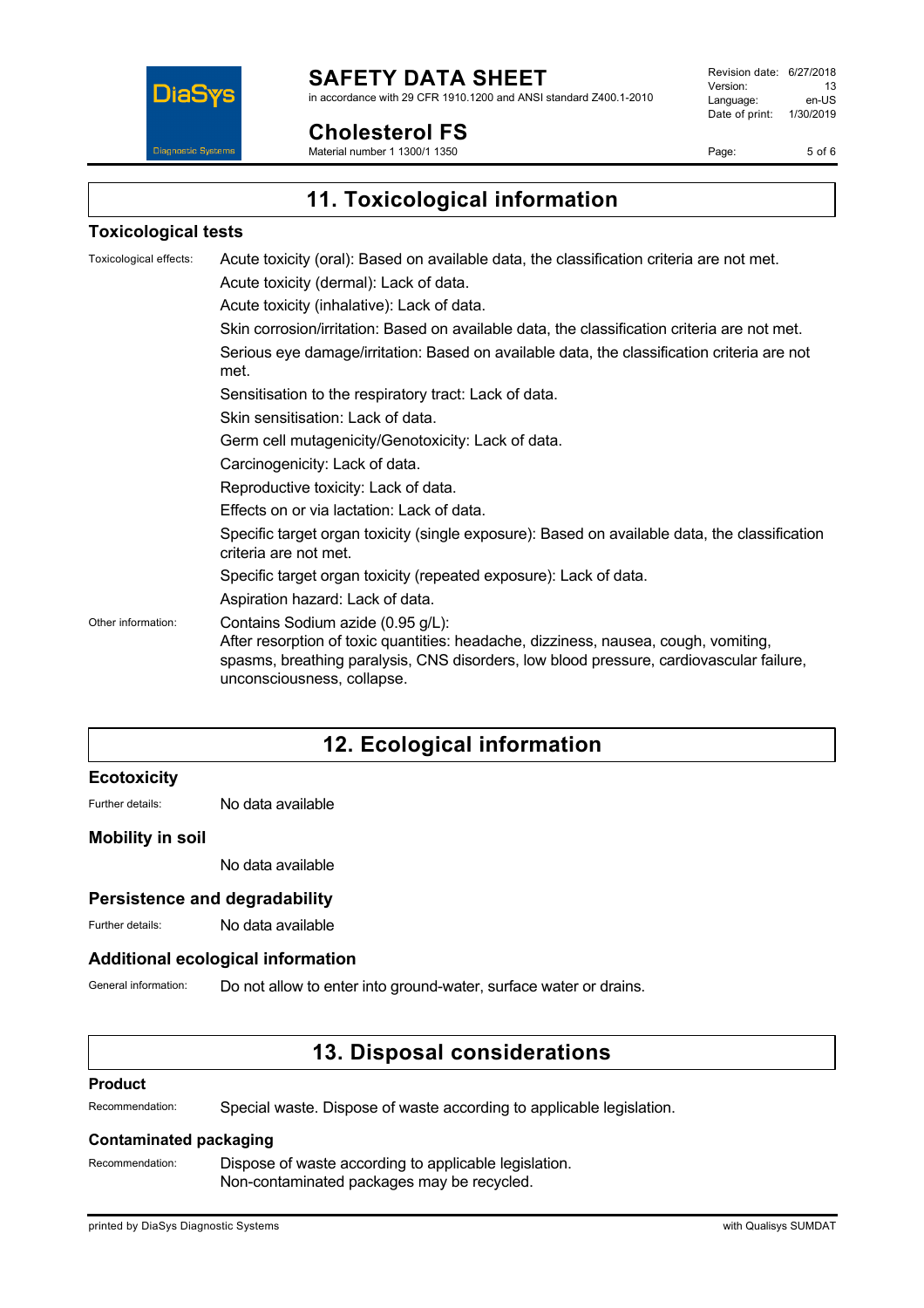## 11. Toxicological information

### Toxicological tests

Toxicological effects:

Acute toxicity (oral): Based on available data, the classification criteria are not met.

Acute toxicity (dermal): Lack of data.

Acute toxicity (inhalative): Lack of data.

Skin corrosion/irritation: Based on available data, the classification criteria are not met.

Serious eye damage/irritation: Based on available data, the classification criteria are not met.

Sensitisation to the respiratory tract: Lack of data.

Skin sensitisation: Lack of data.

Germ cell mutagenicity/Genotoxicity: Lack of data.

Carcinogenicity: Lack of data.

Reproductive toxicity: Lack of data.

Effects on or via lactation: Lack of data.

Specific target organ toxicity (single exposure): Based on available data, the classification criteria are not met.

Specific target organ toxicity (repeated exposure): Lack of data.

Aspiration hazard: Lack of data.

Other information:

Contains Sodium azide (0.95 g/L):
After resorption of toxic quantities: headache, dizziness, nausea, cough, vomiting, spasms, breathing paralysis, CNS disorders, low blood pressure, cardiovascular failure, unconsciousness, collapse.

## 12. Ecological information

### Ecotoxicity

Further details: No data available

### Mobility in soil

No data available

### Persistence and degradability

Further details: No data available

### Additional ecological information

General information: Do not allow to enter into ground-water, surface water or drains.

## 13. Disposal considerations

### Product

Recommendation: Special waste. Dispose of waste according to applicable legislation.

### Contaminated packaging

Recommendation: Dispose of waste according to applicable legislation.
Non-contaminated packages may be recycled.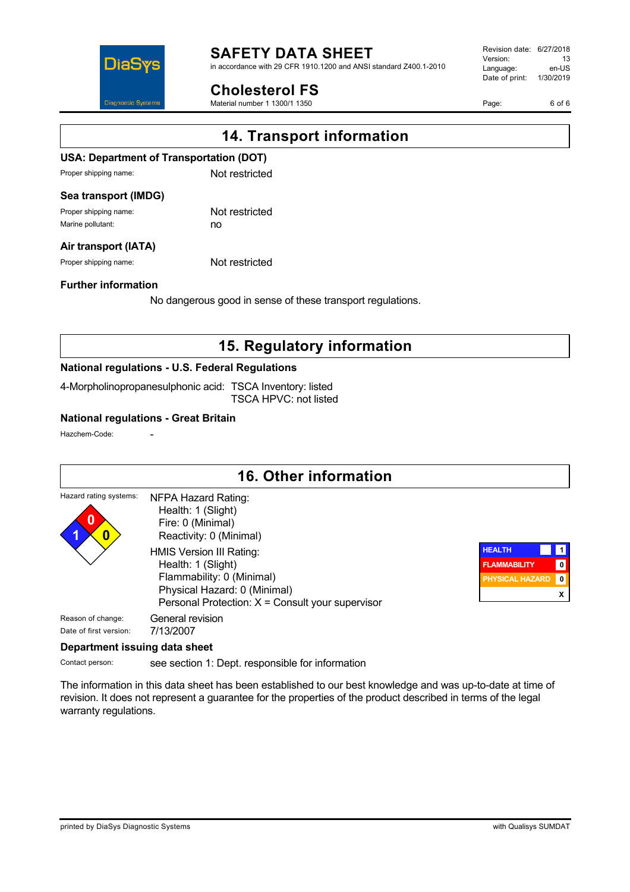## 14. Transport information

### USA: Department of Transportation (DOT)

Proper shipping name: Not restricted

### Sea transport (IMDG)

Proper shipping name: Not restricted

Marine pollutant: no

### Air transport (IATA)

Proper shipping name: Not restricted

### Further information

No dangerous good in sense of these transport regulations.

## 15. Regulatory information

### National regulations - U.S. Federal Regulations

4-Morpholinopropanesulphonic acid: TSCA Inventory: listed
TSCA HPVC: not listed

### National regulations - Great Britain

Hazchem-Code: -

## 16. Other information

Hazard rating systems:

NFPA Hazard Rating:
- Health: 1 (Slight)
- Fire: 0 (Minimal)
- Reactivity: 0 (Minimal)

0
1 0

HMIS Version III Rating:
- Health: 1 (Slight)
- Flammability: 0 (Minimal)
- Physical Hazard: 0 (Minimal)
- Personal Protection: X = Consult your supervisor

| | |
|---|---|
| HEALTH | 1 |
| FLAMMABILITY | 0 |
| PHYSICAL HAZARD | 0 |
| | X |

Reason of change: General revision

Date of first version: 7/13/2007

### Department issuing data sheet

Contact person: see section 1: Dept. responsible for information

The information in this data sheet has been established to our best knowledge and was up-to-date at time of revision. It does not represent a guarantee for the properties of the product described in terms of the legal warranty regulations.